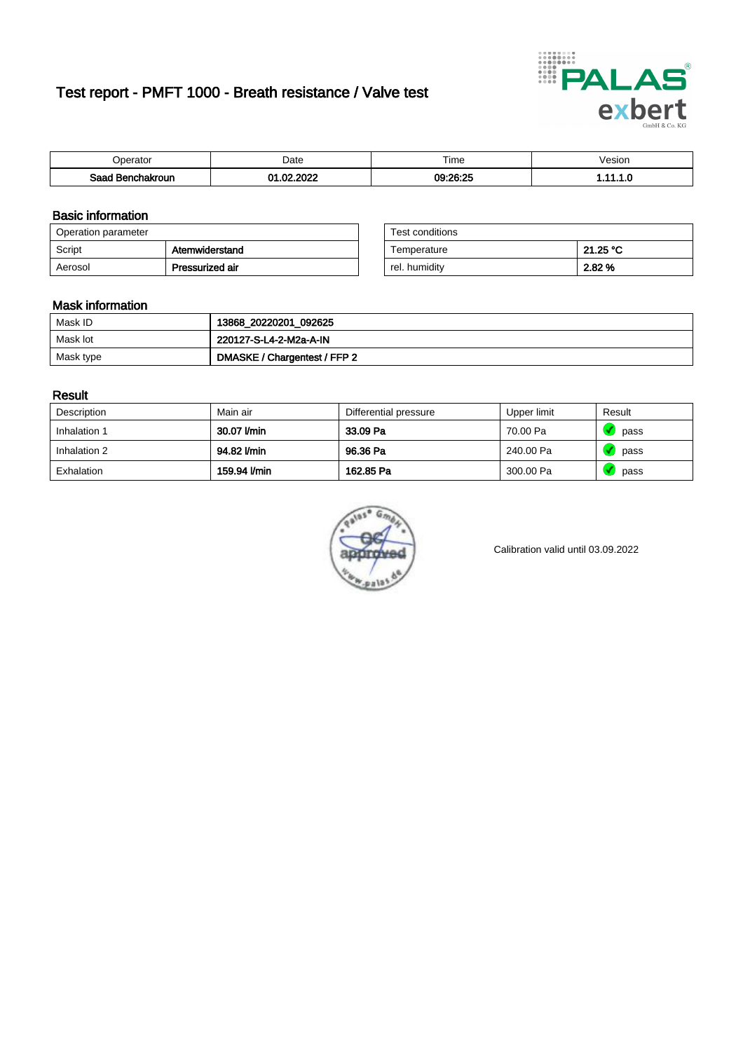# Test report - PMFT 1000 - Breath resistance / Valve test

| Operator | Date | Time | Vesion |
|---|---|---|---|
| **Saad Benchakroun** | **01.02.2022** | **09:26:25** | **1.11.1.0** |

## Basic information

| Operation parameter | |
|---|---|
| Script | **Atemwiderstand** |
| Aerosol | **Pressurized air** |

| Test conditions | |
|---|---|
| Temperature | **21.25 °C** |
| rel. humidity | **2.82 %** |

## Mask information

| | |
|---|---|
| Mask ID | **13868_20220201_092625** |
| Mask lot | **220127-S-L4-2-M2a-A-IN** |
| Mask type | **DMASKE / Chargentest / FFP 2** |

## Result

| Description | Main air | Differential pressure | Upper limit | Result |
|---|---|---|---|---|
| Inhalation 1 | **30.07 l/min** | **33.09 Pa** | 70.00 Pa | pass |
| Inhalation 2 | **94.82 l/min** | **96.36 Pa** | 240.00 Pa | pass |
| Exhalation | **159.94 l/min** | **162.85 Pa** | 300.00 Pa | pass |

Calibration valid until 03.09.2022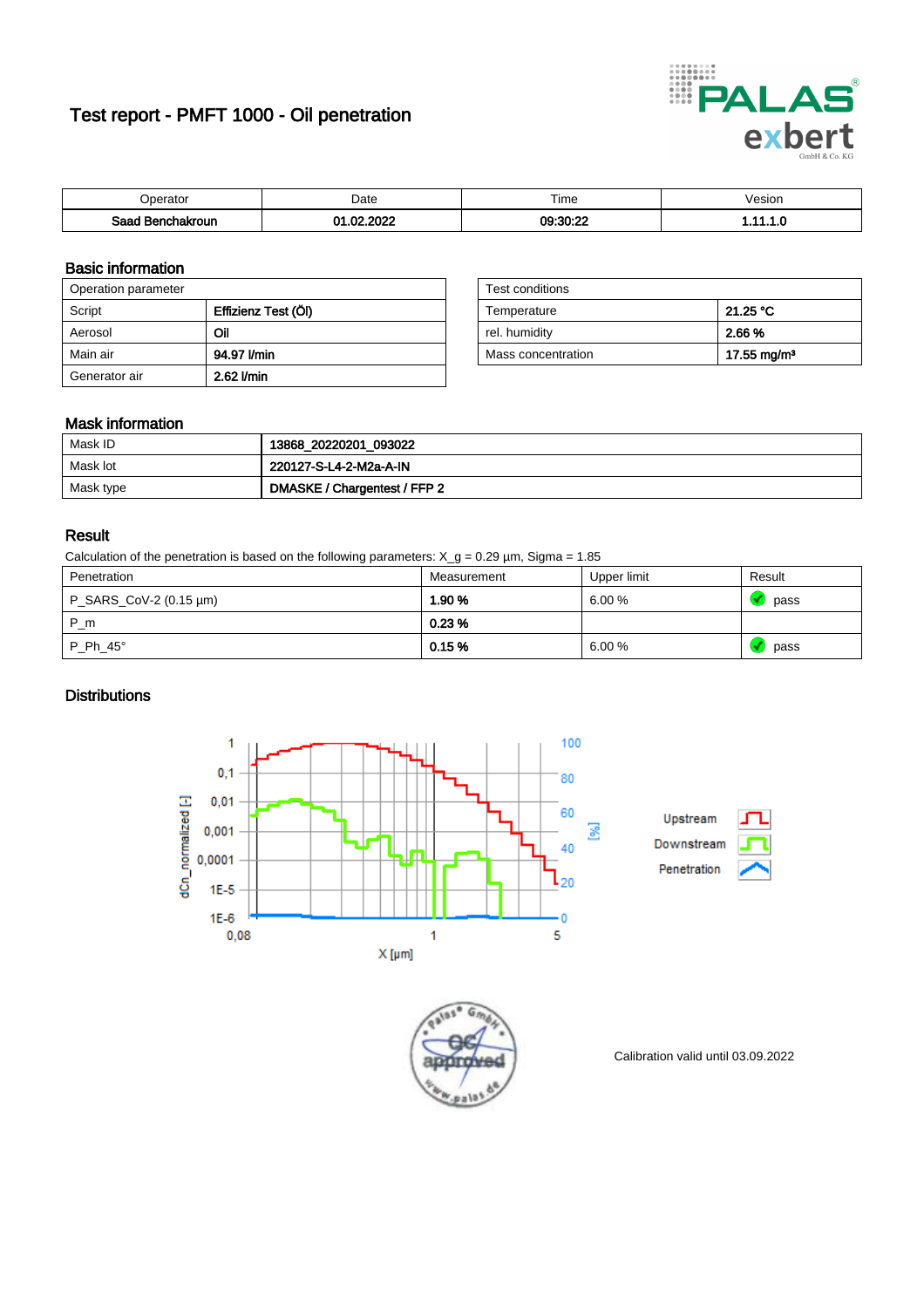# Test report - PMFT 1000 - Oil penetration

| Operator | Date | Time | Vesion |
|---|---|---|---|
| **Saad Benchakroun** | **01.02.2022** | **09:30:22** | **1.11.1.0** |

## Basic information

| Operation parameter | |
|---|---|
| Script | **Effizienz Test (Öl)** |
| Aerosol | **Oil** |
| Main air | **94.97 l/min** |
| Generator air | **2.62 l/min** |

| Test conditions | |
|---|---|
| Temperature | **21.25 °C** |
| rel. humidity | **2.66 %** |
| Mass concentration | **17.55 mg/m³** |

## Mask information

| | |
|---|---|
| Mask ID | **13868_20220201_093022** |
| Mask lot | **220127-S-L4-2-M2a-A-IN** |
| Mask type | **DMASKE / Chargentest / FFP 2** |

## Result

Calculation of the penetration is based on the following parameters: $X\_g = 0.29$ µm, Sigma = 1.85

| Penetration | Measurement | Upper limit | Result |
|---|---|---|---|
| P_SARS_CoV-2 (0.15 µm) | **1.90 %** | 6.00 % | pass |
| P_m | **0.23 %** | | |
| P_Ph_45° | **0.15 %** | 6.00 % | pass |

## Distributions

dCn_normalized [-]
1
0,1
0,01
0,001
0,0001
1E-5
1E-6
0,08
1
5
X [µm]
[%]
100
80
60
40
20
0
Upstream
Downstream
Penetration

Calibration valid until 03.09.2022